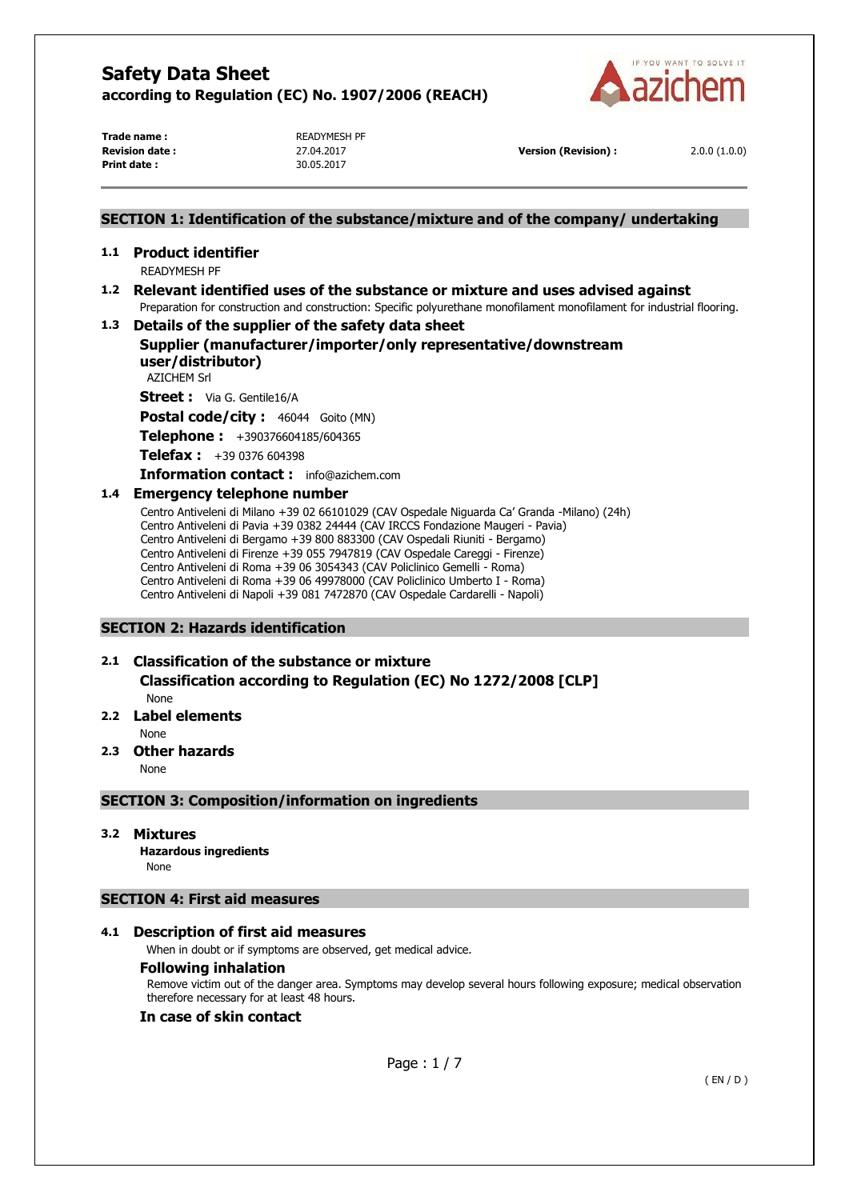# Safety Data Sheet

**according to Regulation (EC) No. 1907/2006 (REACH)**

| | | | |
|---|---|---|---|
| **Trade name :** | READYMESH PF | | |
| **Revision date :** | 27.04.2017 | **Version (Revision) :** | 2.0.0 (1.0.0) |
| **Print date :** | 30.05.2017 | | |

## SECTION 1: Identification of the substance/mixture and of the company/ undertaking

### 1.1 Product identifier

READYMESH PF

### 1.2 Relevant identified uses of the substance or mixture and uses advised against

Preparation for construction and construction: Specific polyurethane monofilament monofilament for industrial flooring.

### 1.3 Details of the supplier of the safety data sheet

**Supplier (manufacturer/importer/only representative/downstream user/distributor)**

AZICHEM Srl

**Street :** Via G. Gentile16/A

**Postal code/city :** 46044 Goito (MN)

**Telephone :** +390376604185/604365

**Telefax :** +39 0376 604398

**Information contact :** info@azichem.com

### 1.4 Emergency telephone number

Centro Antiveleni di Milano +39 02 66101029 (CAV Ospedale Niguarda Ca' Granda -Milano) (24h)
Centro Antiveleni di Pavia +39 0382 24444 (CAV IRCCS Fondazione Maugeri - Pavia)
Centro Antiveleni di Bergamo +39 800 883300 (CAV Ospedali Riuniti - Bergamo)
Centro Antiveleni di Firenze +39 055 7947819 (CAV Ospedale Careggi - Firenze)
Centro Antiveleni di Roma +39 06 3054343 (CAV Policlinico Gemelli - Roma)
Centro Antiveleni di Roma +39 06 49978000 (CAV Policlinico Umberto I - Roma)
Centro Antiveleni di Napoli +39 081 7472870 (CAV Ospedale Cardarelli - Napoli)

## SECTION 2: Hazards identification

### 2.1 Classification of the substance or mixture

**Classification according to Regulation (EC) No 1272/2008 [CLP]**

None

### 2.2 Label elements

None

### 2.3 Other hazards

None

## SECTION 3: Composition/information on ingredients

### 3.2 Mixtures

**Hazardous ingredients**

None

## SECTION 4: First aid measures

### 4.1 Description of first aid measures

When in doubt or if symptoms are observed, get medical advice.

**Following inhalation**

Remove victim out of the danger area. Symptoms may develop several hours following exposure; medical observation therefore necessary for at least 48 hours.

**In case of skin contact**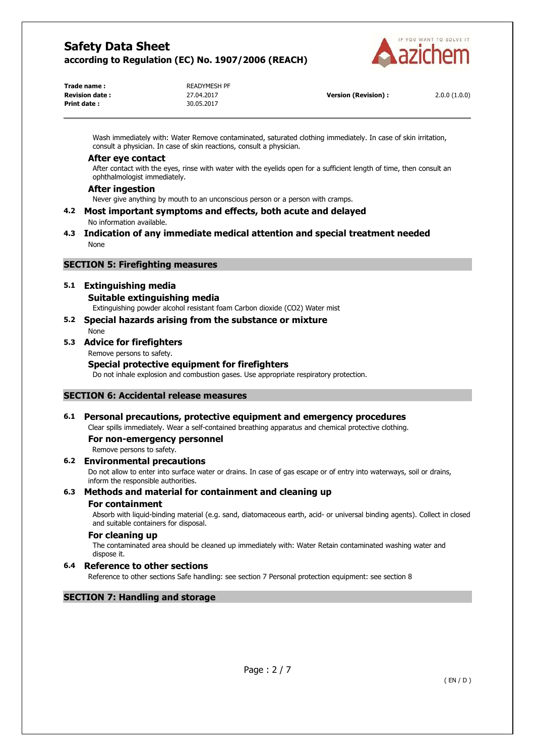Wash immediately with: Water Remove contaminated, saturated clothing immediately. In case of skin irritation, consult a physician. In case of skin reactions, consult a physician.

### After eye contact

After contact with the eyes, rinse with water with the eyelids open for a sufficient length of time, then consult an ophthalmologist immediately.

### After ingestion

Never give anything by mouth to an unconscious person or a person with cramps.

### 4.2 Most important symptoms and effects, both acute and delayed

No information available.

### 4.3 Indication of any immediate medical attention and special treatment needed

None

## SECTION 5: Firefighting measures

### 5.1 Extinguishing media

#### Suitable extinguishing media

Extinguishing powder alcohol resistant foam Carbon dioxide ($CO_2$) Water mist

### 5.2 Special hazards arising from the substance or mixture

None

### 5.3 Advice for firefighters

Remove persons to safety.

#### Special protective equipment for firefighters

Do not inhale explosion and combustion gases. Use appropriate respiratory protection.

## SECTION 6: Accidental release measures

### 6.1 Personal precautions, protective equipment and emergency procedures

Clear spills immediately. Wear a self-contained breathing apparatus and chemical protective clothing.

#### For non-emergency personnel

Remove persons to safety.

### 6.2 Environmental precautions

Do not allow to enter into surface water or drains. In case of gas escape or of entry into waterways, soil or drains, inform the responsible authorities.

### 6.3 Methods and material for containment and cleaning up

#### For containment

Absorb with liquid-binding material (e.g. sand, diatomaceous earth, acid- or universal binding agents). Collect in closed and suitable containers for disposal.

#### For cleaning up

The contaminated area should be cleaned up immediately with: Water Retain contaminated washing water and dispose it.

### 6.4 Reference to other sections

Reference to other sections Safe handling: see section 7 Personal protection equipment: see section 8

## SECTION 7: Handling and storage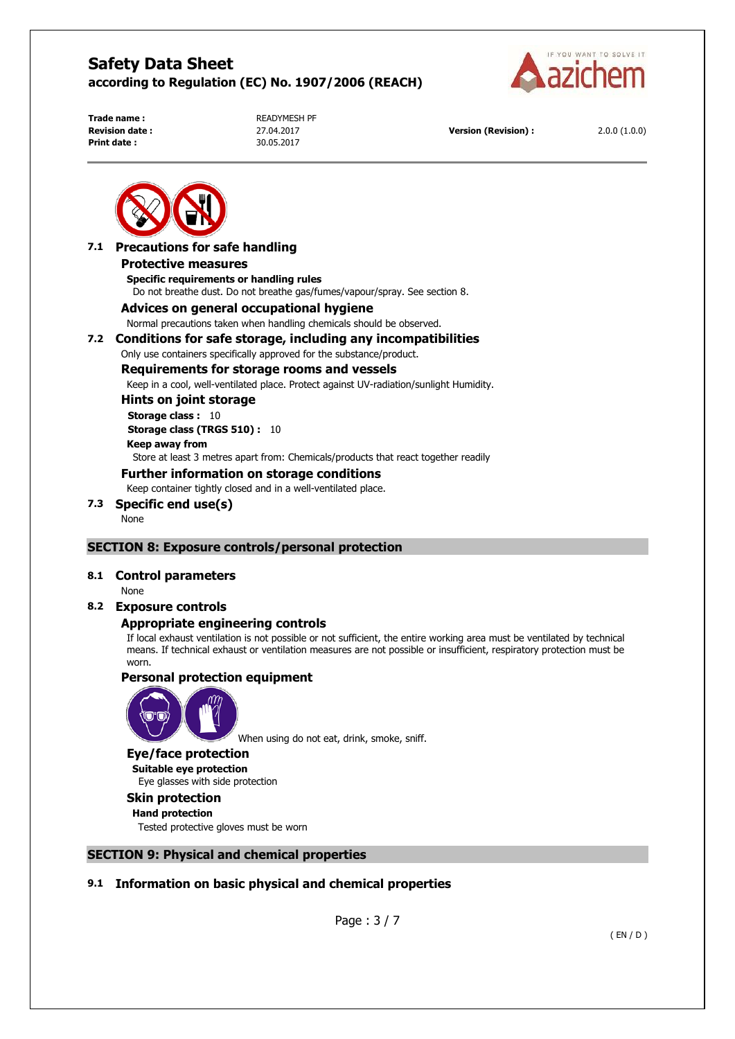### 7.1 Precautions for safe handling

#### Protective measures

**Specific requirements or handling rules**

Do not breathe dust. Do not breathe gas/fumes/vapour/spray. See section 8.

#### Advices on general occupational hygiene

Normal precautions taken when handling chemicals should be observed.

### 7.2 Conditions for safe storage, including any incompatibilities

Only use containers specifically approved for the substance/product.

#### Requirements for storage rooms and vessels

Keep in a cool, well-ventilated place. Protect against UV-radiation/sunlight Humidity.

#### Hints on joint storage

**Storage class :** 10

**Storage class (TRGS 510) :** 10

**Keep away from**

Store at least 3 metres apart from: Chemicals/products that react together readily

#### Further information on storage conditions

Keep container tightly closed and in a well-ventilated place.

### 7.3 Specific end use(s)

None

## SECTION 8: Exposure controls/personal protection

### 8.1 Control parameters

None

### 8.2 Exposure controls

#### Appropriate engineering controls

If local exhaust ventilation is not possible or not sufficient, the entire working area must be ventilated by technical means. If technical exhaust or ventilation measures are not possible or insufficient, respiratory protection must be worn.

#### Personal protection equipment

When using do not eat, drink, smoke, sniff.

#### Eye/face protection

**Suitable eye protection**

Eye glasses with side protection

#### Skin protection

**Hand protection**

Tested protective gloves must be worn

## SECTION 9: Physical and chemical properties

### 9.1 Information on basic physical and chemical properties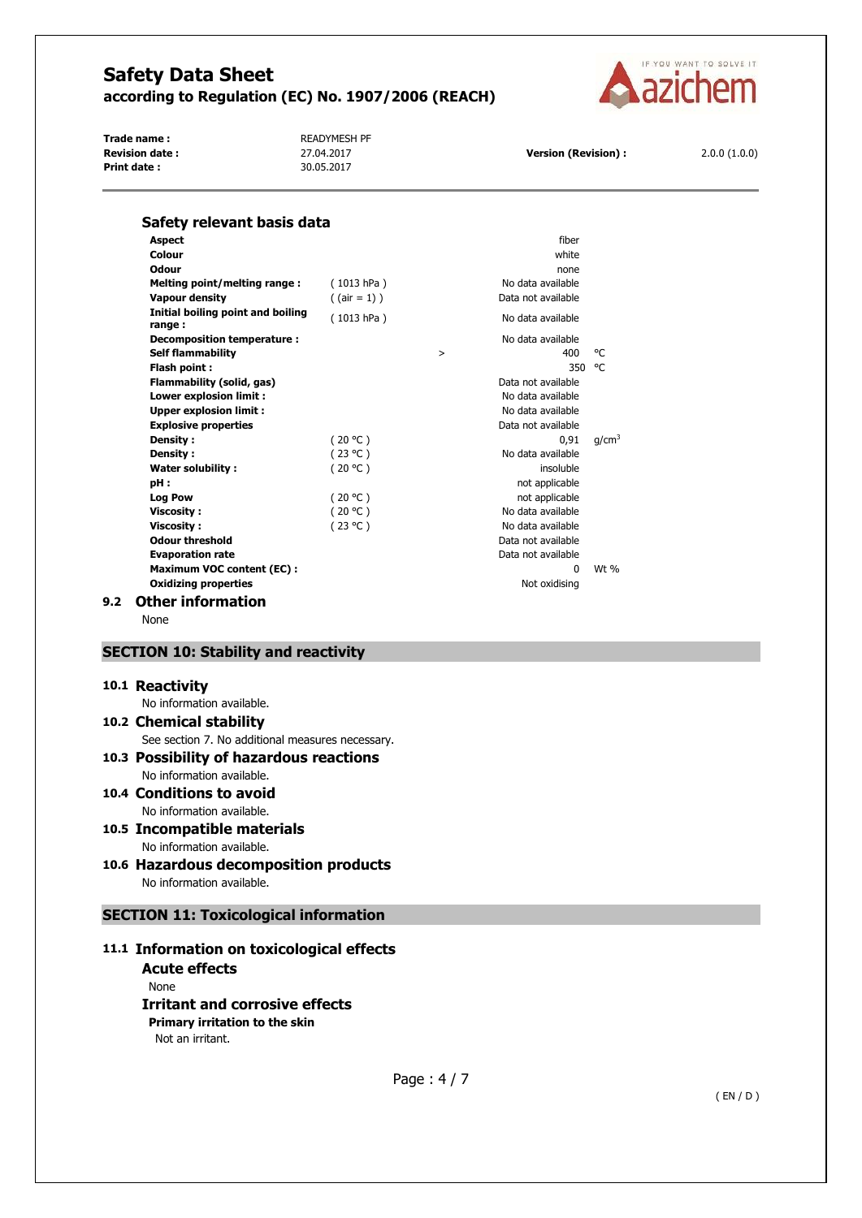### Safety relevant basis data

| Property | Condition | | Value | Unit |
|---|---|---|---|---|
| **Aspect** | | | fiber | |
| **Colour** | | | white | |
| **Odour** | | | none | |
| **Melting point/melting range :** | ( 1013 hPa ) | | No data available | |
| **Vapour density** | ( (air = 1) ) | | Data not available | |
| **Initial boiling point and boiling range :** | ( 1013 hPa ) | | No data available | |
| **Decomposition temperature :** | | | No data available | |
| **Self flammability** | | > | 400 | °C |
| **Flash point :** | | | 350 | °C |
| **Flammability (solid, gas)** | | | Data not available | |
| **Lower explosion limit :** | | | No data available | |
| **Upper explosion limit :** | | | No data available | |
| **Explosive properties** | | | Data not available | |
| **Density :** | ( 20 °C ) | | 0,91 | g/cm$^3$ |
| **Density :** | ( 23 °C ) | | No data available | |
| **Water solubility :** | ( 20 °C ) | | insoluble | |
| **pH :** | | | not applicable | |
| **Log Pow** | ( 20 °C ) | | not applicable | |
| **Viscosity :** | ( 20 °C ) | | No data available | |
| **Viscosity :** | ( 23 °C ) | | No data available | |
| **Odour threshold** | | | Data not available | |
| **Evaporation rate** | | | Data not available | |
| **Maximum VOC content (EC) :** | | | 0 | Wt % |
| **Oxidizing properties** | | | Not oxidising | |

### 9.2 Other information

None

## SECTION 10: Stability and reactivity

### 10.1 Reactivity

No information available.

### 10.2 Chemical stability

See section 7. No additional measures necessary.

### 10.3 Possibility of hazardous reactions

No information available.

### 10.4 Conditions to avoid

No information available.

### 10.5 Incompatible materials

No information available.

### 10.6 Hazardous decomposition products

No information available.

## SECTION 11: Toxicological information

### 11.1 Information on toxicological effects

#### Acute effects

None

#### Irritant and corrosive effects

**Primary irritation to the skin**

Not an irritant.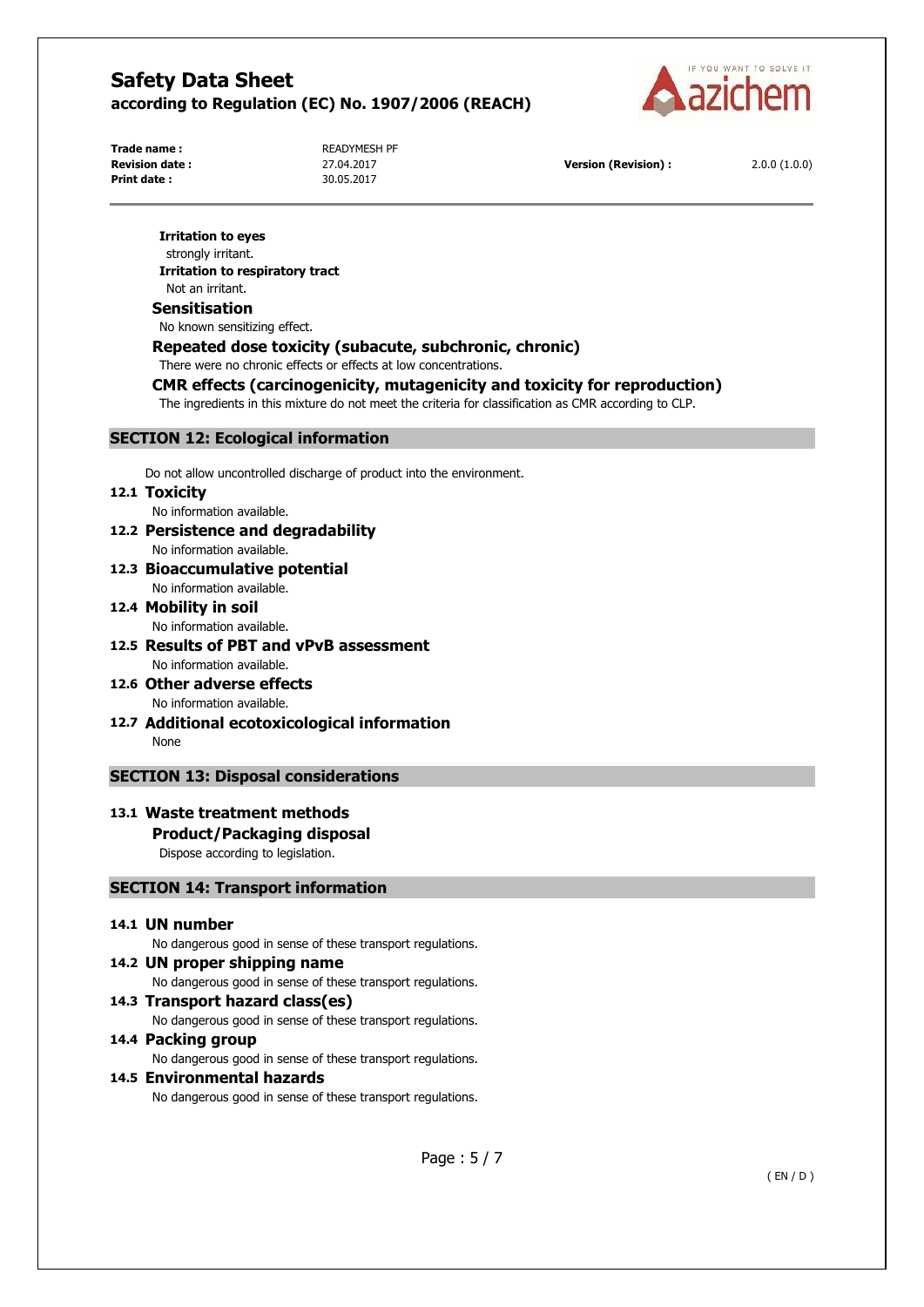**Irritation to eyes**

strongly irritant.

**Irritation to respiratory tract**

Not an irritant.

### Sensitisation

No known sensitizing effect.

### Repeated dose toxicity (subacute, subchronic, chronic)

There were no chronic effects or effects at low concentrations.

### CMR effects (carcinogenicity, mutagenicity and toxicity for reproduction)

The ingredients in this mixture do not meet the criteria for classification as CMR according to CLP.

## SECTION 12: Ecological information

Do not allow uncontrolled discharge of product into the environment.

### 12.1 Toxicity

No information available.

### 12.2 Persistence and degradability

No information available.

### 12.3 Bioaccumulative potential

No information available.

### 12.4 Mobility in soil

No information available.

### 12.5 Results of PBT and vPvB assessment

No information available.

### 12.6 Other adverse effects

No information available.

### 12.7 Additional ecotoxicological information

None

## SECTION 13: Disposal considerations

### 13.1 Waste treatment methods

#### Product/Packaging disposal

Dispose according to legislation.

## SECTION 14: Transport information

### 14.1 UN number

No dangerous good in sense of these transport regulations.

### 14.2 UN proper shipping name

No dangerous good in sense of these transport regulations.

### 14.3 Transport hazard class(es)

No dangerous good in sense of these transport regulations.

### 14.4 Packing group

No dangerous good in sense of these transport regulations.

### 14.5 Environmental hazards

No dangerous good in sense of these transport regulations.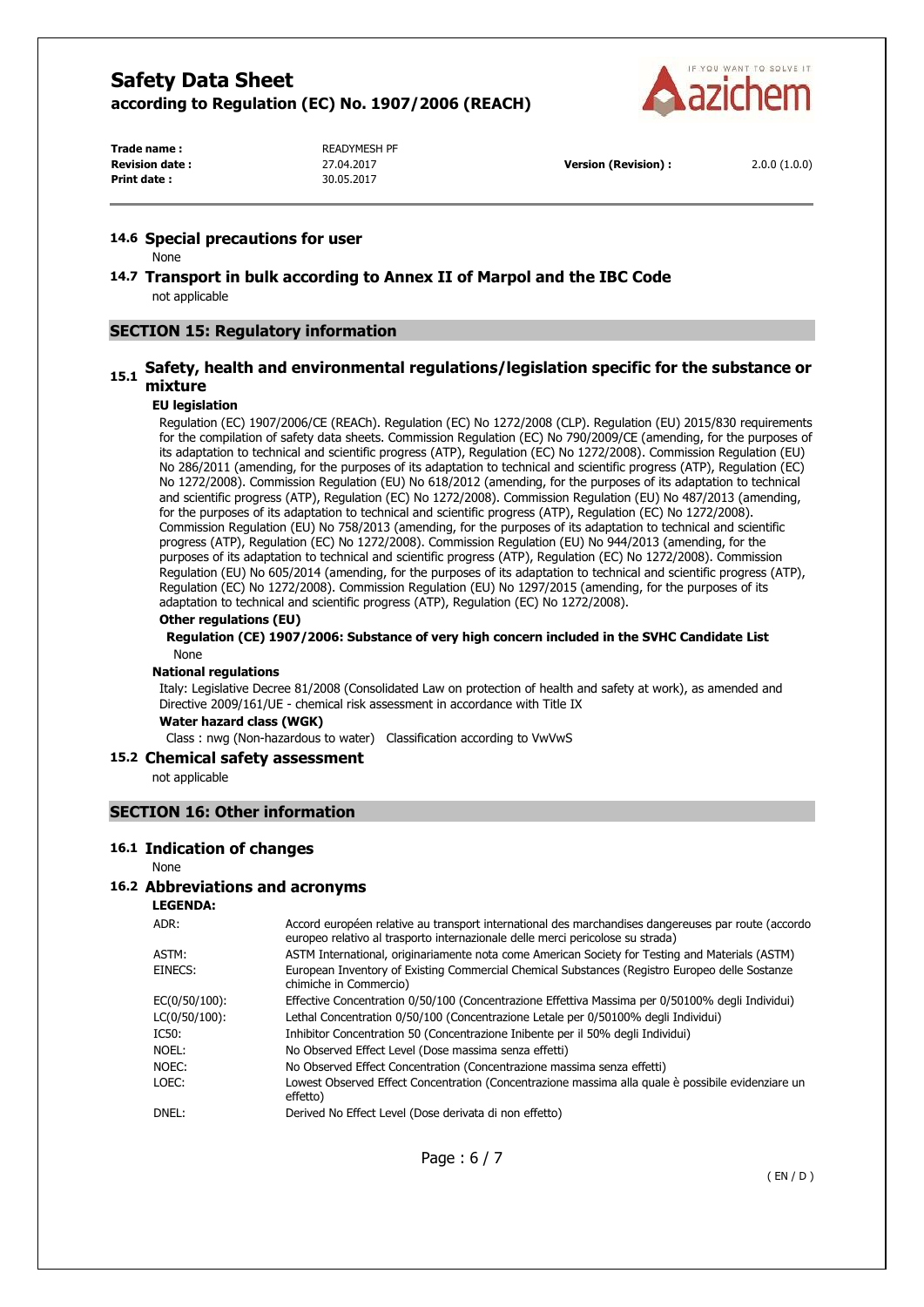### 14.6 Special precautions for user

None

### 14.7 Transport in bulk according to Annex II of Marpol and the IBC Code

not applicable

## SECTION 15: Regulatory information

### 15.1 Safety, health and environmental regulations/legislation specific for the substance or mixture

**EU legislation**

Regulation (EC) 1907/2006/CE (REACh). Regulation (EC) No 1272/2008 (CLP). Regulation (EU) 2015/830 requirements for the compilation of safety data sheets. Commission Regulation (EC) No 790/2009/CE (amending, for the purposes of its adaptation to technical and scientific progress (ATP), Regulation (EC) No 1272/2008). Commission Regulation (EU) No 286/2011 (amending, for the purposes of its adaptation to technical and scientific progress (ATP), Regulation (EC) No 1272/2008). Commission Regulation (EU) No 618/2012 (amending, for the purposes of its adaptation to technical and scientific progress (ATP), Regulation (EC) No 1272/2008). Commission Regulation (EU) No 487/2013 (amending, for the purposes of its adaptation to technical and scientific progress (ATP), Regulation (EC) No 1272/2008). Commission Regulation (EU) No 758/2013 (amending, for the purposes of its adaptation to technical and scientific progress (ATP), Regulation (EC) No 1272/2008). Commission Regulation (EU) No 944/2013 (amending, for the purposes of its adaptation to technical and scientific progress (ATP), Regulation (EC) No 1272/2008). Commission Regulation (EU) No 605/2014 (amending, for the purposes of its adaptation to technical and scientific progress (ATP), Regulation (EC) No 1272/2008). Commission Regulation (EU) No 1297/2015 (amending, for the purposes of its adaptation to technical and scientific progress (ATP), Regulation (EC) No 1272/2008).

**Other regulations (EU)**

**Regulation (CE) 1907/2006: Substance of very high concern included in the SVHC Candidate List**

None

**National regulations**

Italy: Legislative Decree 81/2008 (Consolidated Law on protection of health and safety at work), as amended and Directive 2009/161/UE - chemical risk assessment in accordance with Title IX

**Water hazard class (WGK)**

Class : nwg (Non-hazardous to water) Classification according to VwVwS

### 15.2 Chemical safety assessment

not applicable

## SECTION 16: Other information

### 16.1 Indication of changes

None

### 16.2 Abbreviations and acronyms

**LEGENDA:**

| | |
|---|---|
| ADR: | Accord européen relative au transport international des marchandises dangereuses par route (accordo europeo relativo al trasporto internazionale delle merci pericolose su strada) |
| ASTM: | ASTM International, originariamente nota come American Society for Testing and Materials (ASTM) |
| EINECS: | European Inventory of Existing Commercial Chemical Substances (Registro Europeo delle Sostanze chimiche in Commercio) |
| EC(0/50/100): | Effective Concentration 0/50/100 (Concentrazione Effettiva Massima per 0/50100% degli Individui) |
| LC(0/50/100): | Lethal Concentration 0/50/100 (Concentrazione Letale per 0/50100% degli Individui) |
| IC50: | Inhibitor Concentration 50 (Concentrazione Inibente per il 50% degli Individui) |
| NOEL: | No Observed Effect Level (Dose massima senza effetti) |
| NOEC: | No Observed Effect Concentration (Concentrazione massima senza effetti) |
| LOEC: | Lowest Observed Effect Concentration (Concentrazione massima alla quale è possibile evidenziare un effetto) |
| DNEL: | Derived No Effect Level (Dose derivata di non effetto) |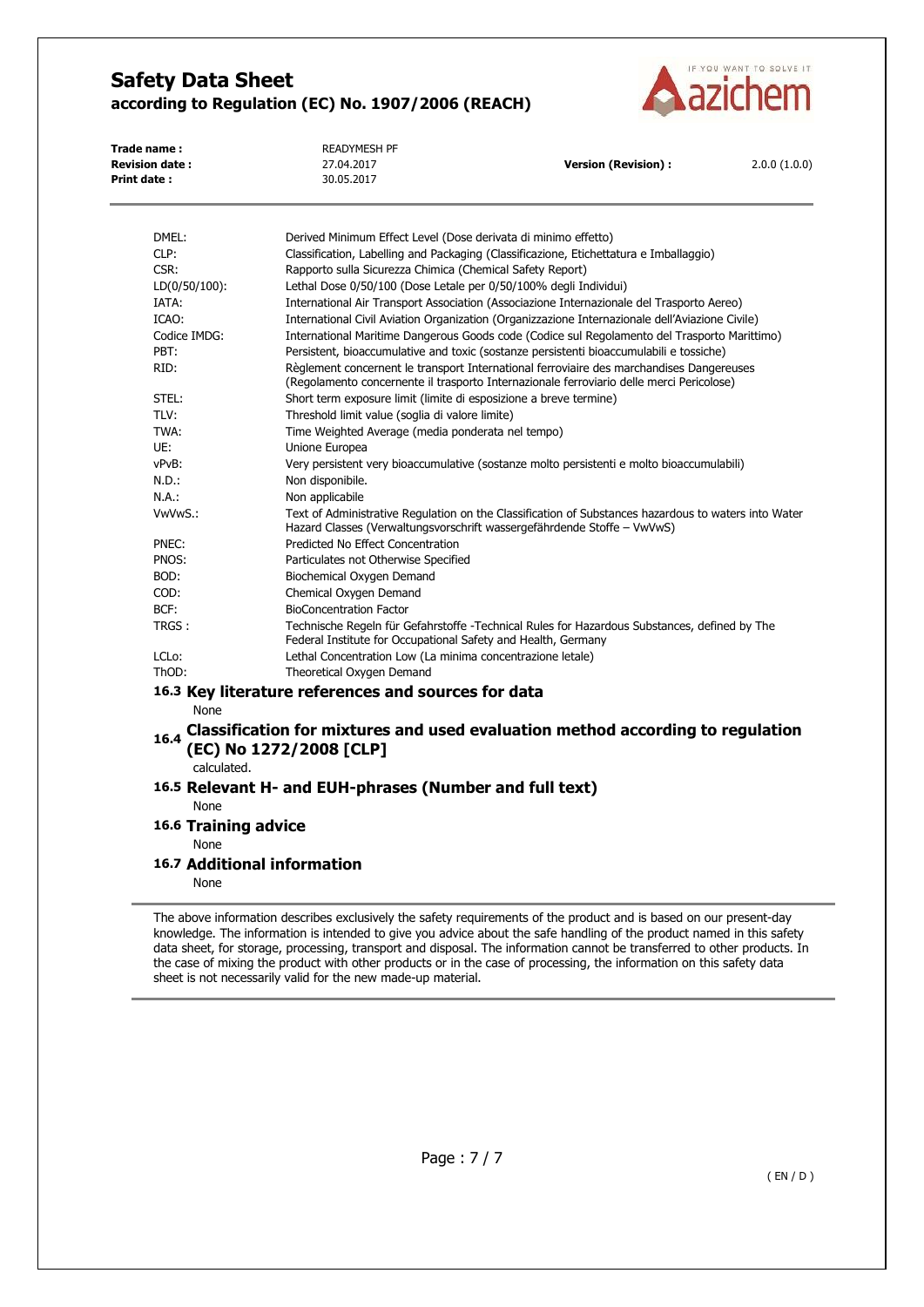| | |
|---|---|
| DMEL: | Derived Minimum Effect Level (Dose derivata di minimo effetto) |
| CLP: | Classification, Labelling and Packaging (Classificazione, Etichettatura e Imballaggio) |
| CSR: | Rapporto sulla Sicurezza Chimica (Chemical Safety Report) |
| LD(0/50/100): | Lethal Dose 0/50/100 (Dose Letale per 0/50/100% degli Individui) |
| IATA: | International Air Transport Association (Associazione Internazionale del Trasporto Aereo) |
| ICAO: | International Civil Aviation Organization (Organizzazione Internazionale dell'Aviazione Civile) |
| Codice IMDG: | International Maritime Dangerous Goods code (Codice sul Regolamento del Trasporto Marittimo) |
| PBT: | Persistent, bioaccumulative and toxic (sostanze persistenti bioaccumulabili e tossiche) |
| RID: | Règlement concernent le transport International ferroviaire des marchandises Dangereuses (Regolamento concernente il trasporto Internazionale ferroviario delle merci Pericolose) |
| STEL: | Short term exposure limit (limite di esposizione a breve termine) |
| TLV: | Threshold limit value (soglia di valore limite) |
| TWA: | Time Weighted Average (media ponderata nel tempo) |
| UE: | Unione Europea |
| vPvB: | Very persistent very bioaccumulative (sostanze molto persistenti e molto bioaccumulabili) |
| N.D.: | Non disponibile. |
| N.A.: | Non applicabile |
| VwVwS.: | Text of Administrative Regulation on the Classification of Substances hazardous to waters into Water Hazard Classes (Verwaltungsvorschrift wassergefährdende Stoffe – VwVwS) |
| PNEC: | Predicted No Effect Concentration |
| PNOS: | Particulates not Otherwise Specified |
| BOD: | Biochemical Oxygen Demand |
| COD: | Chemical Oxygen Demand |
| BCF: | BioConcentration Factor |
| TRGS : | Technische Regeln für Gefahrstoffe -Technical Rules for Hazardous Substances, defined by The Federal Institute for Occupational Safety and Health, Germany |
| LCLo: | Lethal Concentration Low (La minima concentrazione letale) |
| ThOD: | Theoretical Oxygen Demand |

### 16.3 Key literature references and sources for data

None

### 16.4 Classification for mixtures and used evaluation method according to regulation (EC) No 1272/2008 [CLP]

calculated.

### 16.5 Relevant H- and EUH-phrases (Number and full text)

None

### 16.6 Training advice

None

### 16.7 Additional information

None

The above information describes exclusively the safety requirements of the product and is based on our present-day knowledge. The information is intended to give you advice about the safe handling of the product named in this safety data sheet, for storage, processing, transport and disposal. The information cannot be transferred to other products. In the case of mixing the product with other products or in the case of processing, the information on this safety data sheet is not necessarily valid for the new made-up material.